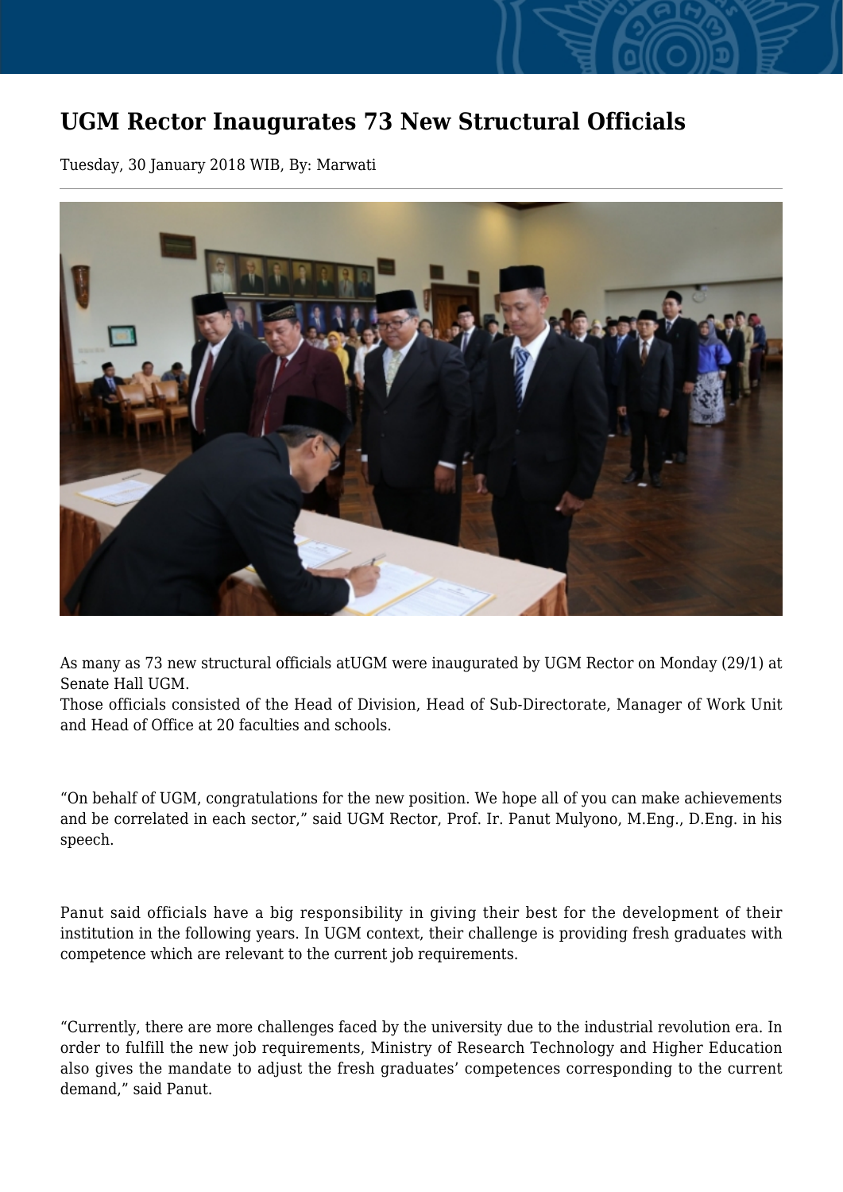# UGM Rector Inaugurates 73 New Structural Officials

Tuesday, 30 January 2018 WIB, By: Marwati

As many as 73 new structural officials atUGM were inaugurated by UGM Rector on Monday (29/1) at Senate Hall UGM.
Those officials consisted of the Head of Division, Head of Sub-Directorate, Manager of Work Unit and Head of Office at 20 faculties and schools.

"On behalf of UGM, congratulations for the new position. We hope all of you can make achievements and be correlated in each sector," said UGM Rector, Prof. Ir. Panut Mulyono, M.Eng., D.Eng. in his speech.

Panut said officials have a big responsibility in giving their best for the development of their institution in the following years. In UGM context, their challenge is providing fresh graduates with competence which are relevant to the current job requirements.

"Currently, there are more challenges faced by the university due to the industrial revolution era. In order to fulfill the new job requirements, Ministry of Research Technology and Higher Education also gives the mandate to adjust the fresh graduates' competences corresponding to the current demand," said Panut.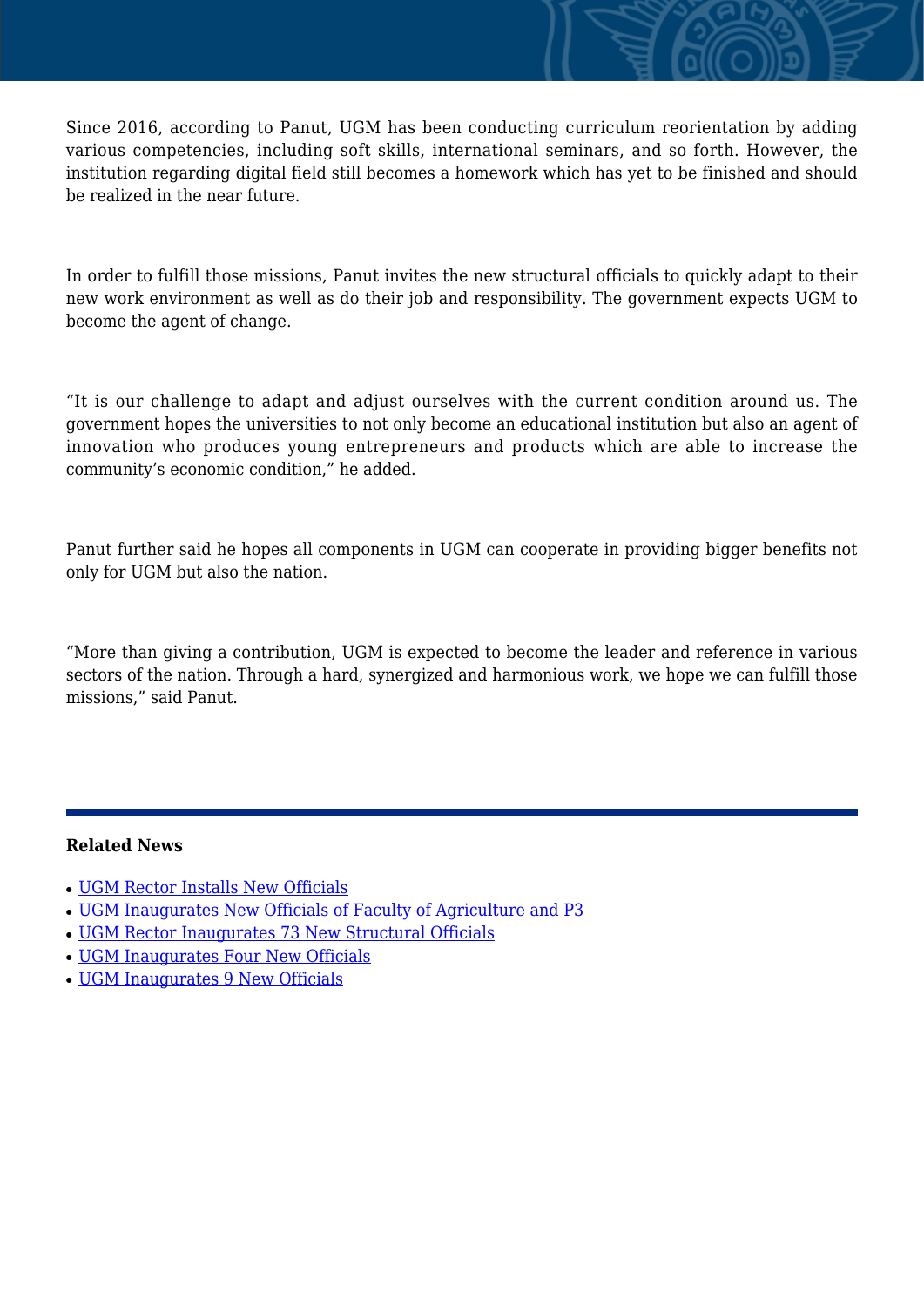Since 2016, according to Panut, UGM has been conducting curriculum reorientation by adding various competencies, including soft skills, international seminars, and so forth. However, the institution regarding digital field still becomes a homework which has yet to be finished and should be realized in the near future.

In order to fulfill those missions, Panut invites the new structural officials to quickly adapt to their new work environment as well as do their job and responsibility. The government expects UGM to become the agent of change.

"It is our challenge to adapt and adjust ourselves with the current condition around us. The government hopes the universities to not only become an educational institution but also an agent of innovation who produces young entrepreneurs and products which are able to increase the community's economic condition," he added.

Panut further said he hopes all components in UGM can cooperate in providing bigger benefits not only for UGM but also the nation.

"More than giving a contribution, UGM is expected to become the leader and reference in various sectors of the nation. Through a hard, synergized and harmonious work, we hope we can fulfill those missions," said Panut.

---

**Related News**

- UGM Rector Installs New Officials
- UGM Inaugurates New Officials of Faculty of Agriculture and P3
- UGM Rector Inaugurates 73 New Structural Officials
- UGM Inaugurates Four New Officials
- UGM Inaugurates 9 New Officials